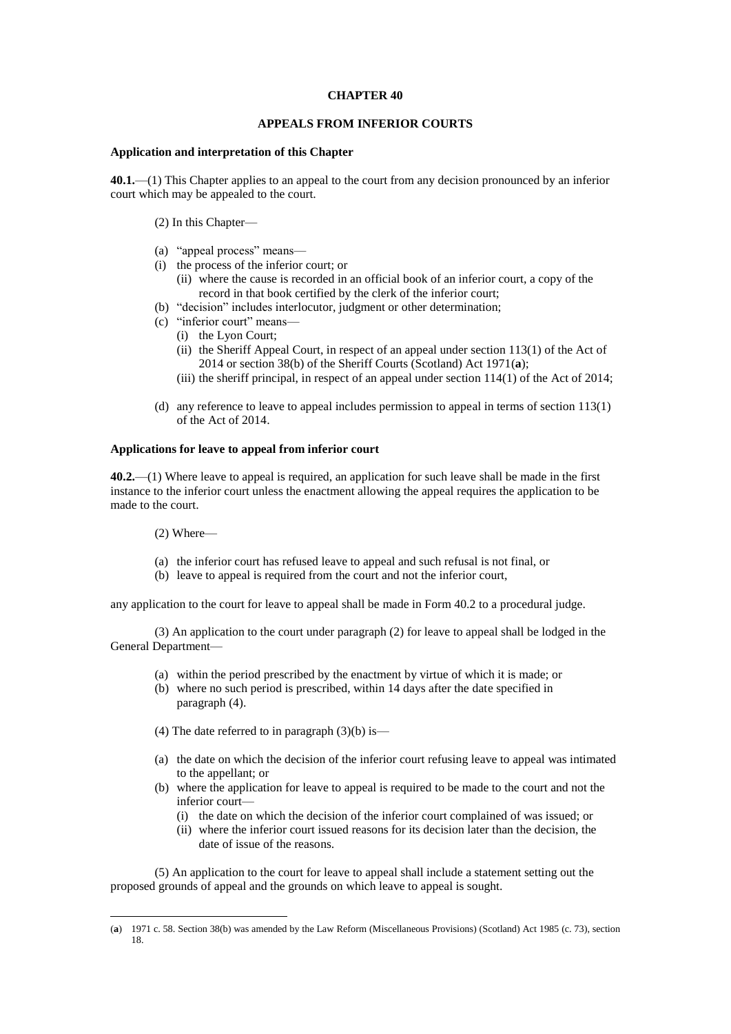# CHAPTER 40

## APPEALS FROM INFERIOR COURTS

### Application and interpretation of this Chapter

**40.1.**—(1) This Chapter applies to an appeal to the court from any decision pronounced by an inferior court which may be appealed to the court.

(2) In this Chapter—

(a) "appeal process" means—
- (i) the process of the inferior court; or
- (ii) where the cause is recorded in an official book of an inferior court, a copy of the record in that book certified by the clerk of the inferior court;

(b) "decision" includes interlocutor, judgment or other determination;

(c) "inferior court" means—
- (i) the Lyon Court;
- (ii) the Sheriff Appeal Court, in respect of an appeal under section 113(1) of the Act of 2014 or section 38(b) of the Sheriff Courts (Scotland) Act 1971(**a**);
- (iii) the sheriff principal, in respect of an appeal under section 114(1) of the Act of 2014;

(d) any reference to leave to appeal includes permission to appeal in terms of section 113(1) of the Act of 2014.

### Applications for leave to appeal from inferior court

**40.2.**—(1) Where leave to appeal is required, an application for such leave shall be made in the first instance to the inferior court unless the enactment allowing the appeal requires the application to be made to the court.

(2) Where—

(a) the inferior court has refused leave to appeal and such refusal is not final, or

(b) leave to appeal is required from the court and not the inferior court,

any application to the court for leave to appeal shall be made in Form 40.2 to a procedural judge.

(3) An application to the court under paragraph (2) for leave to appeal shall be lodged in the General Department—

(a) within the period prescribed by the enactment by virtue of which it is made; or

(b) where no such period is prescribed, within 14 days after the date specified in paragraph (4).

(4) The date referred to in paragraph (3)(b) is—

(a) the date on which the decision of the inferior court refusing leave to appeal was intimated to the appellant; or

(b) where the application for leave to appeal is required to be made to the court and not the inferior court—
- (i) the date on which the decision of the inferior court complained of was issued; or
- (ii) where the inferior court issued reasons for its decision later than the decision, the date of issue of the reasons.

(5) An application to the court for leave to appeal shall include a statement setting out the proposed grounds of appeal and the grounds on which leave to appeal is sought.

---

(**a**) 1971 c. 58. Section 38(b) was amended by the Law Reform (Miscellaneous Provisions) (Scotland) Act 1985 (c. 73), section 18.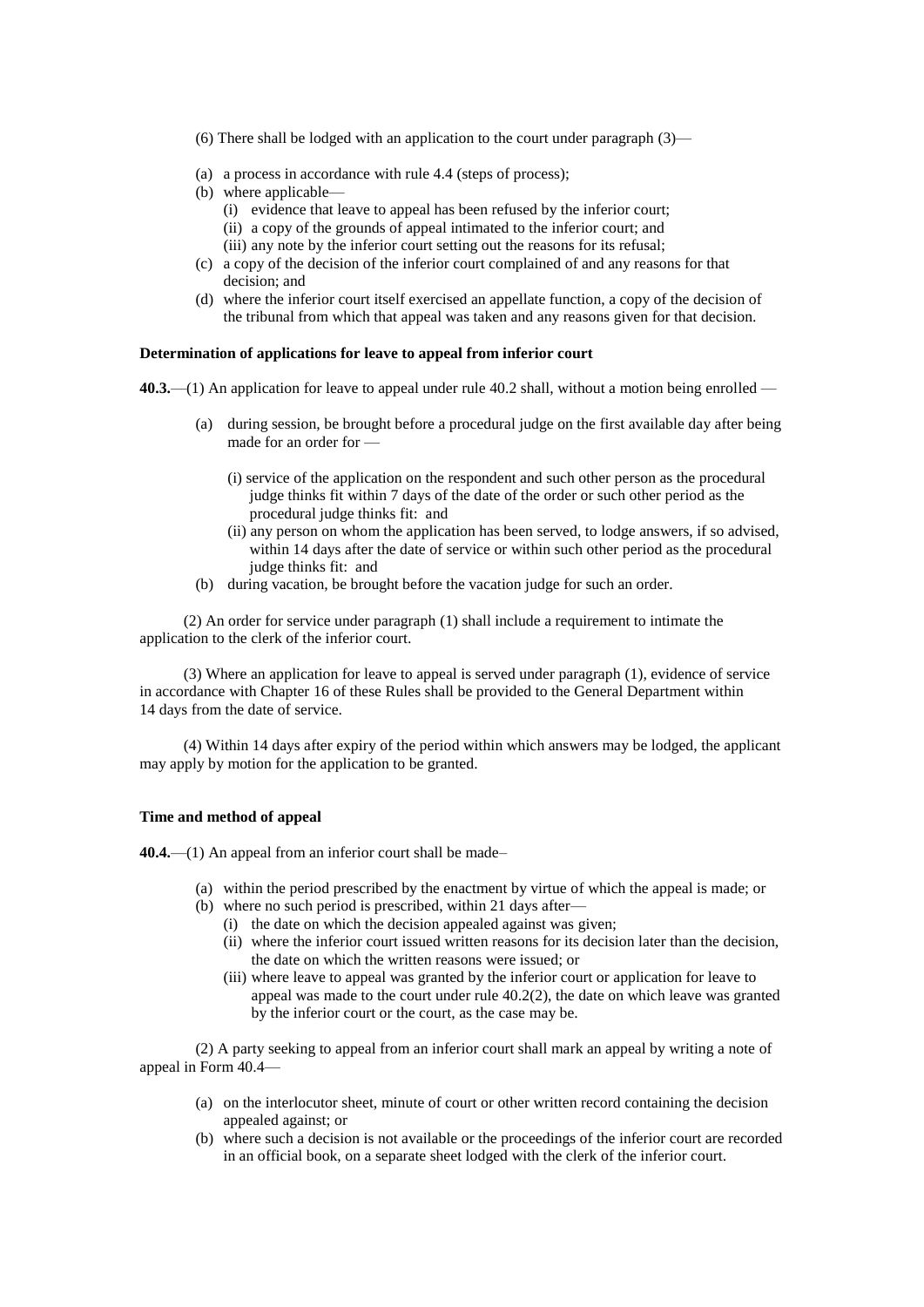(6) There shall be lodged with an application to the court under paragraph (3)—

(a) a process in accordance with rule 4.4 (steps of process);
(b) where applicable—
    (i) evidence that leave to appeal has been refused by the inferior court;
    (ii) a copy of the grounds of appeal intimated to the inferior court; and
    (iii) any note by the inferior court setting out the reasons for its refusal;
(c) a copy of the decision of the inferior court complained of and any reasons for that decision; and
(d) where the inferior court itself exercised an appellate function, a copy of the decision of the tribunal from which that appeal was taken and any reasons given for that decision.

**Determination of applications for leave to appeal from inferior court**

**40.3.**—(1) An application for leave to appeal under rule 40.2 shall, without a motion being enrolled —

(a) during session, be brought before a procedural judge on the first available day after being made for an order for —

    (i) service of the application on the respondent and such other person as the procedural judge thinks fit within 7 days of the date of the order or such other period as the procedural judge thinks fit: and
    (ii) any person on whom the application has been served, to lodge answers, if so advised, within 14 days after the date of service or within such other period as the procedural judge thinks fit: and
(b) during vacation, be brought before the vacation judge for such an order.

(2) An order for service under paragraph (1) shall include a requirement to intimate the application to the clerk of the inferior court.

(3) Where an application for leave to appeal is served under paragraph (1), evidence of service in accordance with Chapter 16 of these Rules shall be provided to the General Department within 14 days from the date of service.

(4) Within 14 days after expiry of the period within which answers may be lodged, the applicant may apply by motion for the application to be granted.

**Time and method of appeal**

**40.4.**—(1) An appeal from an inferior court shall be made–

(a) within the period prescribed by the enactment by virtue of which the appeal is made; or
(b) where no such period is prescribed, within 21 days after—
    (i) the date on which the decision appealed against was given;
    (ii) where the inferior court issued written reasons for its decision later than the decision, the date on which the written reasons were issued; or
    (iii) where leave to appeal was granted by the inferior court or application for leave to appeal was made to the court under rule 40.2(2), the date on which leave was granted by the inferior court or the court, as the case may be.

(2) A party seeking to appeal from an inferior court shall mark an appeal by writing a note of appeal in Form 40.4—

(a) on the interlocutor sheet, minute of court or other written record containing the decision appealed against; or
(b) where such a decision is not available or the proceedings of the inferior court are recorded in an official book, on a separate sheet lodged with the clerk of the inferior court.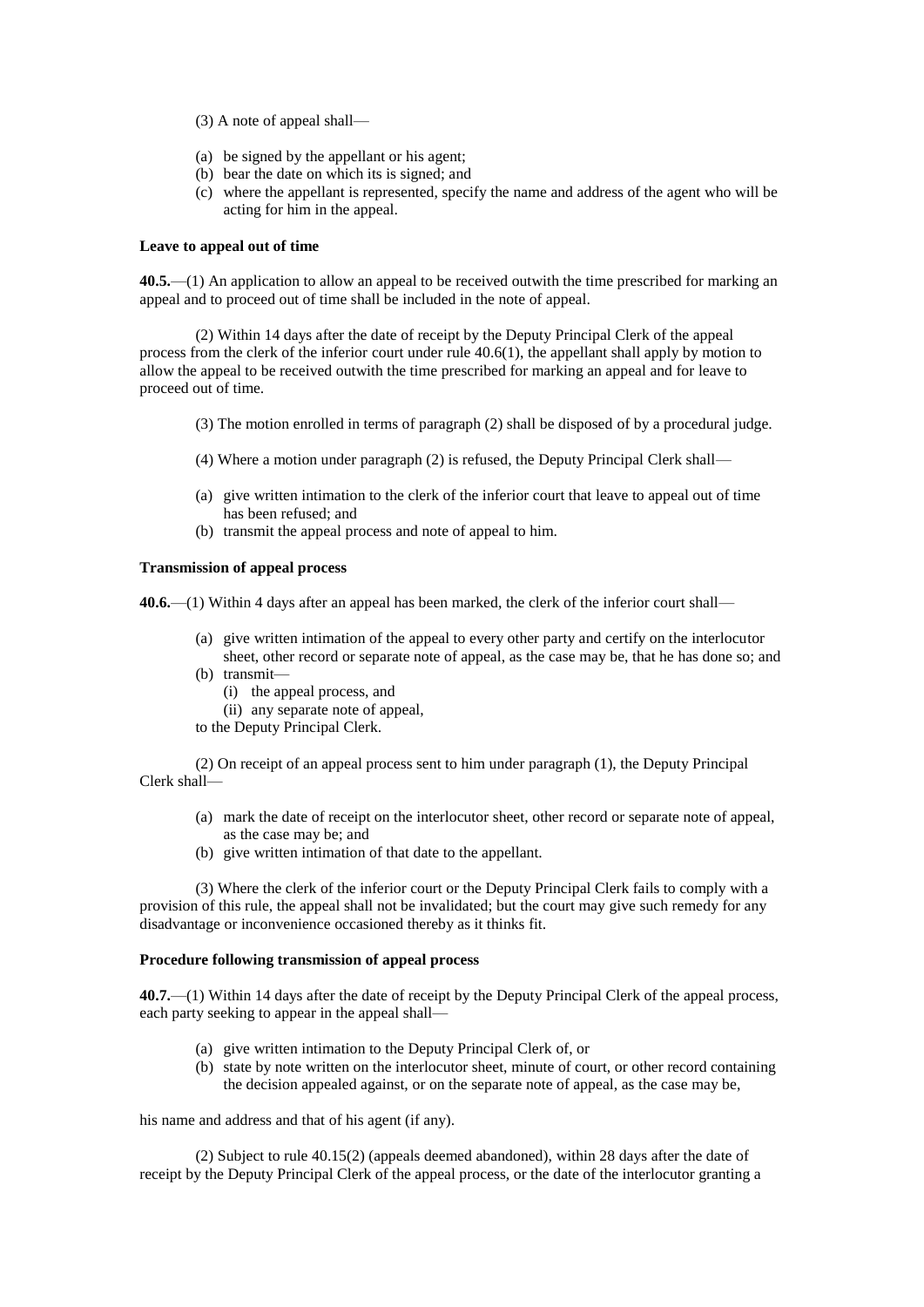(3) A note of appeal shall—

(a) be signed by the appellant or his agent;
(b) bear the date on which its is signed; and
(c) where the appellant is represented, specify the name and address of the agent who will be acting for him in the appeal.

**Leave to appeal out of time**

**40.5.**—(1) An application to allow an appeal to be received outwith the time prescribed for marking an appeal and to proceed out of time shall be included in the note of appeal.

(2) Within 14 days after the date of receipt by the Deputy Principal Clerk of the appeal process from the clerk of the inferior court under rule 40.6(1), the appellant shall apply by motion to allow the appeal to be received outwith the time prescribed for marking an appeal and for leave to proceed out of time.

(3) The motion enrolled in terms of paragraph (2) shall be disposed of by a procedural judge.

(4) Where a motion under paragraph (2) is refused, the Deputy Principal Clerk shall—

(a) give written intimation to the clerk of the inferior court that leave to appeal out of time has been refused; and
(b) transmit the appeal process and note of appeal to him.

**Transmission of appeal process**

**40.6.**—(1) Within 4 days after an appeal has been marked, the clerk of the inferior court shall—

(a) give written intimation of the appeal to every other party and certify on the interlocutor sheet, other record or separate note of appeal, as the case may be, that he has done so; and
(b) transmit—
    (i) the appeal process, and
    (ii) any separate note of appeal,

to the Deputy Principal Clerk.

(2) On receipt of an appeal process sent to him under paragraph (1), the Deputy Principal Clerk shall—

(a) mark the date of receipt on the interlocutor sheet, other record or separate note of appeal, as the case may be; and
(b) give written intimation of that date to the appellant.

(3) Where the clerk of the inferior court or the Deputy Principal Clerk fails to comply with a provision of this rule, the appeal shall not be invalidated; but the court may give such remedy for any disadvantage or inconvenience occasioned thereby as it thinks fit.

**Procedure following transmission of appeal process**

**40.7.**—(1) Within 14 days after the date of receipt by the Deputy Principal Clerk of the appeal process, each party seeking to appear in the appeal shall—

(a) give written intimation to the Deputy Principal Clerk of, or
(b) state by note written on the interlocutor sheet, minute of court, or other record containing the decision appealed against, or on the separate note of appeal, as the case may be,

his name and address and that of his agent (if any).

(2) Subject to rule 40.15(2) (appeals deemed abandoned), within 28 days after the date of receipt by the Deputy Principal Clerk of the appeal process, or the date of the interlocutor granting a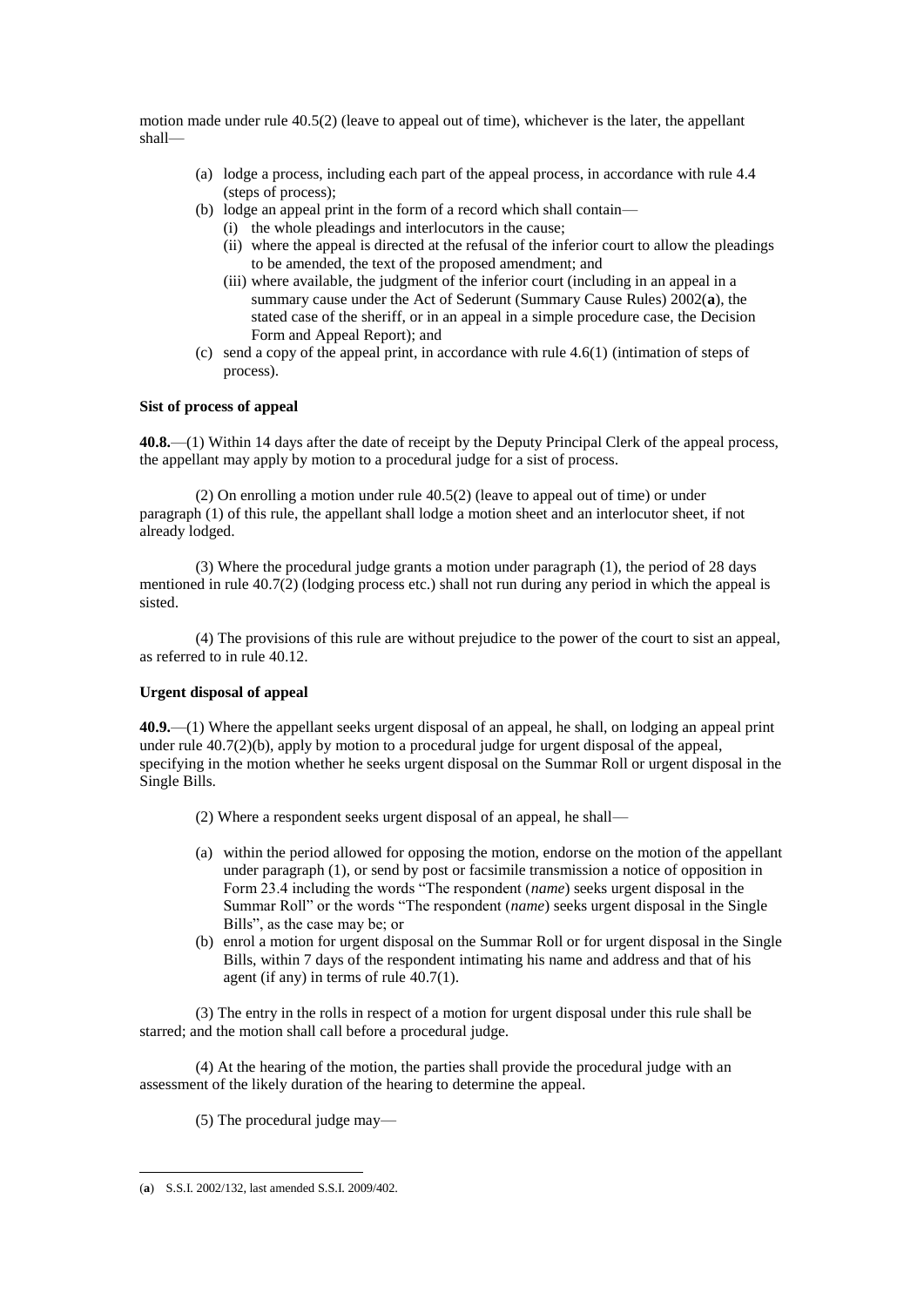motion made under rule 40.5(2) (leave to appeal out of time), whichever is the later, the appellant shall—

- (a) lodge a process, including each part of the appeal process, in accordance with rule 4.4 (steps of process);
- (b) lodge an appeal print in the form of a record which shall contain—
  - (i) the whole pleadings and interlocutors in the cause;
  - (ii) where the appeal is directed at the refusal of the inferior court to allow the pleadings to be amended, the text of the proposed amendment; and
  - (iii) where available, the judgment of the inferior court (including in an appeal in a summary cause under the Act of Sederunt (Summary Cause Rules) 2002(**a**), the stated case of the sheriff, or in an appeal in a simple procedure case, the Decision Form and Appeal Report); and
- (c) send a copy of the appeal print, in accordance with rule 4.6(1) (intimation of steps of process).

**Sist of process of appeal**

**40.8.**—(1) Within 14 days after the date of receipt by the Deputy Principal Clerk of the appeal process, the appellant may apply by motion to a procedural judge for a sist of process.

(2) On enrolling a motion under rule 40.5(2) (leave to appeal out of time) or under paragraph (1) of this rule, the appellant shall lodge a motion sheet and an interlocutor sheet, if not already lodged.

(3) Where the procedural judge grants a motion under paragraph (1), the period of 28 days mentioned in rule 40.7(2) (lodging process etc.) shall not run during any period in which the appeal is sisted.

(4) The provisions of this rule are without prejudice to the power of the court to sist an appeal, as referred to in rule 40.12.

**Urgent disposal of appeal**

**40.9.**—(1) Where the appellant seeks urgent disposal of an appeal, he shall, on lodging an appeal print under rule 40.7(2)(b), apply by motion to a procedural judge for urgent disposal of the appeal, specifying in the motion whether he seeks urgent disposal on the Summar Roll or urgent disposal in the Single Bills.

(2) Where a respondent seeks urgent disposal of an appeal, he shall—

- (a) within the period allowed for opposing the motion, endorse on the motion of the appellant under paragraph (1), or send by post or facsimile transmission a notice of opposition in Form 23.4 including the words "The respondent (*name*) seeks urgent disposal in the Summar Roll" or the words "The respondent (*name*) seeks urgent disposal in the Single Bills", as the case may be; or
- (b) enrol a motion for urgent disposal on the Summar Roll or for urgent disposal in the Single Bills, within 7 days of the respondent intimating his name and address and that of his agent (if any) in terms of rule 40.7(1).

(3) The entry in the rolls in respect of a motion for urgent disposal under this rule shall be starred; and the motion shall call before a procedural judge.

(4) At the hearing of the motion, the parties shall provide the procedural judge with an assessment of the likely duration of the hearing to determine the appeal.

(5) The procedural judge may—

---

(**a**) S.S.I. 2002/132, last amended S.S.I. 2009/402.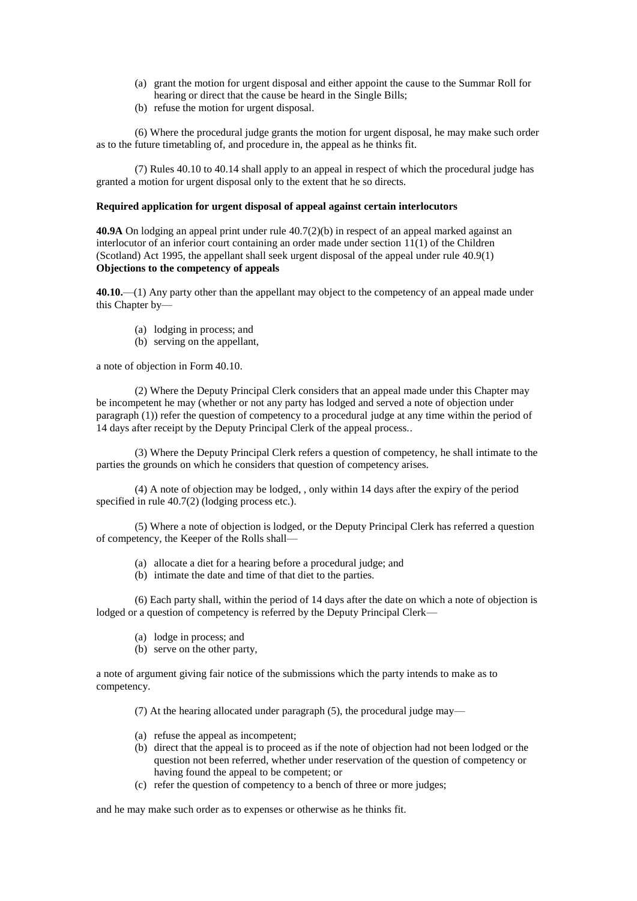(a) grant the motion for urgent disposal and either appoint the cause to the Summar Roll for hearing or direct that the cause be heard in the Single Bills;
(b) refuse the motion for urgent disposal.

(6) Where the procedural judge grants the motion for urgent disposal, he may make such order as to the future timetabling of, and procedure in, the appeal as he thinks fit.

(7) Rules 40.10 to 40.14 shall apply to an appeal in respect of which the procedural judge has granted a motion for urgent disposal only to the extent that he so directs.

**Required application for urgent disposal of appeal against certain interlocutors**

**40.9A** On lodging an appeal print under rule 40.7(2)(b) in respect of an appeal marked against an interlocutor of an inferior court containing an order made under section 11(1) of the Children (Scotland) Act 1995, the appellant shall seek urgent disposal of the appeal under rule 40.9(1)

**Objections to the competency of appeals**

**40.10.**—(1) Any party other than the appellant may object to the competency of an appeal made under this Chapter by—

(a) lodging in process; and
(b) serving on the appellant,

a note of objection in Form 40.10.

(2) Where the Deputy Principal Clerk considers that an appeal made under this Chapter may be incompetent he may (whether or not any party has lodged and served a note of objection under paragraph (1)) refer the question of competency to a procedural judge at any time within the period of 14 days after receipt by the Deputy Principal Clerk of the appeal process..

(3) Where the Deputy Principal Clerk refers a question of competency, he shall intimate to the parties the grounds on which he considers that question of competency arises.

(4) A note of objection may be lodged, , only within 14 days after the expiry of the period specified in rule 40.7(2) (lodging process etc.).

(5) Where a note of objection is lodged, or the Deputy Principal Clerk has referred a question of competency, the Keeper of the Rolls shall—

(a) allocate a diet for a hearing before a procedural judge; and
(b) intimate the date and time of that diet to the parties.

(6) Each party shall, within the period of 14 days after the date on which a note of objection is lodged or a question of competency is referred by the Deputy Principal Clerk—

(a) lodge in process; and
(b) serve on the other party,

a note of argument giving fair notice of the submissions which the party intends to make as to competency.

(7) At the hearing allocated under paragraph (5), the procedural judge may—

(a) refuse the appeal as incompetent;
(b) direct that the appeal is to proceed as if the note of objection had not been lodged or the question not been referred, whether under reservation of the question of competency or having found the appeal to be competent; or
(c) refer the question of competency to a bench of three or more judges;

and he may make such order as to expenses or otherwise as he thinks fit.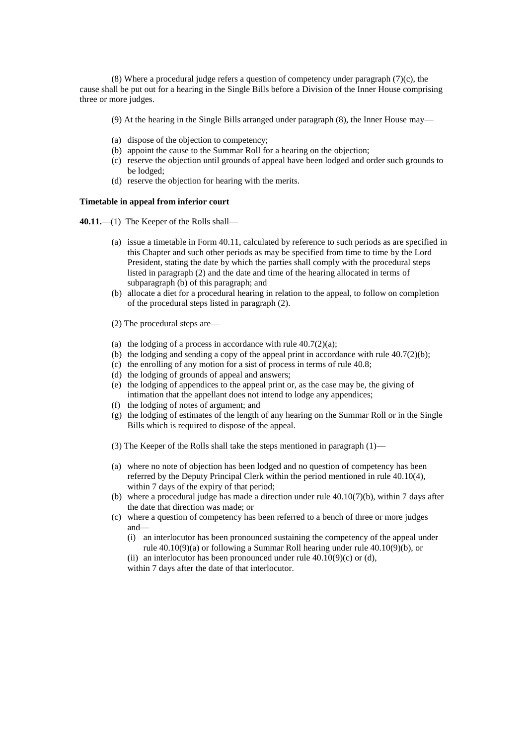(8) Where a procedural judge refers a question of competency under paragraph (7)(c), the cause shall be put out for a hearing in the Single Bills before a Division of the Inner House comprising three or more judges.

(9) At the hearing in the Single Bills arranged under paragraph (8), the Inner House may—

(a) dispose of the objection to competency;
(b) appoint the cause to the Summar Roll for a hearing on the objection;
(c) reserve the objection until grounds of appeal have been lodged and order such grounds to be lodged;
(d) reserve the objection for hearing with the merits.

**Timetable in appeal from inferior court**

**40.11.**—(1) The Keeper of the Rolls shall—

(a) issue a timetable in Form 40.11, calculated by reference to such periods as are specified in this Chapter and such other periods as may be specified from time to time by the Lord President, stating the date by which the parties shall comply with the procedural steps listed in paragraph (2) and the date and time of the hearing allocated in terms of subparagraph (b) of this paragraph; and
(b) allocate a diet for a procedural hearing in relation to the appeal, to follow on completion of the procedural steps listed in paragraph (2).

(2) The procedural steps are—

(a) the lodging of a process in accordance with rule 40.7(2)(a);
(b) the lodging and sending a copy of the appeal print in accordance with rule 40.7(2)(b);
(c) the enrolling of any motion for a sist of process in terms of rule 40.8;
(d) the lodging of grounds of appeal and answers;
(e) the lodging of appendices to the appeal print or, as the case may be, the giving of intimation that the appellant does not intend to lodge any appendices;
(f) the lodging of notes of argument; and
(g) the lodging of estimates of the length of any hearing on the Summar Roll or in the Single Bills which is required to dispose of the appeal.

(3) The Keeper of the Rolls shall take the steps mentioned in paragraph (1)—

(a) where no note of objection has been lodged and no question of competency has been referred by the Deputy Principal Clerk within the period mentioned in rule 40.10(4), within 7 days of the expiry of that period;
(b) where a procedural judge has made a direction under rule 40.10(7)(b), within 7 days after the date that direction was made; or
(c) where a question of competency has been referred to a bench of three or more judges and—
    (i) an interlocutor has been pronounced sustaining the competency of the appeal under rule 40.10(9)(a) or following a Summar Roll hearing under rule 40.10(9)(b), or
    (ii) an interlocutor has been pronounced under rule 40.10(9)(c) or (d),

    within 7 days after the date of that interlocutor.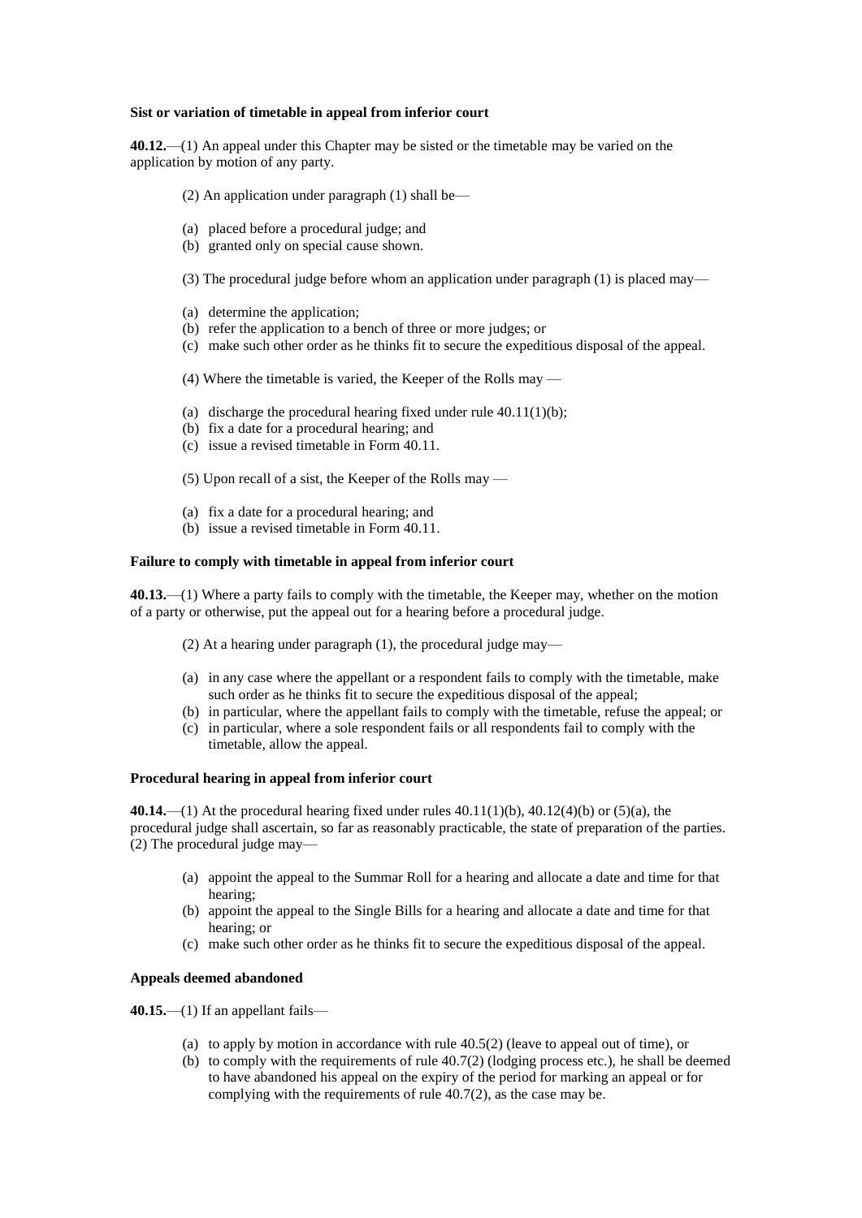**Sist or variation of timetable in appeal from inferior court**

**40.12.**—(1) An appeal under this Chapter may be sisted or the timetable may be varied on the application by motion of any party.

(2) An application under paragraph (1) shall be—

(a) placed before a procedural judge; and
(b) granted only on special cause shown.

(3) The procedural judge before whom an application under paragraph (1) is placed may—

(a) determine the application;
(b) refer the application to a bench of three or more judges; or
(c) make such other order as he thinks fit to secure the expeditious disposal of the appeal.

(4) Where the timetable is varied, the Keeper of the Rolls may —

(a) discharge the procedural hearing fixed under rule 40.11(1)(b);
(b) fix a date for a procedural hearing; and
(c) issue a revised timetable in Form 40.11.

(5) Upon recall of a sist, the Keeper of the Rolls may —

(a) fix a date for a procedural hearing; and
(b) issue a revised timetable in Form 40.11.

**Failure to comply with timetable in appeal from inferior court**

**40.13.**—(1) Where a party fails to comply with the timetable, the Keeper may, whether on the motion of a party or otherwise, put the appeal out for a hearing before a procedural judge.

(2) At a hearing under paragraph (1), the procedural judge may—

(a) in any case where the appellant or a respondent fails to comply with the timetable, make such order as he thinks fit to secure the expeditious disposal of the appeal;
(b) in particular, where the appellant fails to comply with the timetable, refuse the appeal; or
(c) in particular, where a sole respondent fails or all respondents fail to comply with the timetable, allow the appeal.

**Procedural hearing in appeal from inferior court**

**40.14.**—(1) At the procedural hearing fixed under rules 40.11(1)(b), 40.12(4)(b) or (5)(a), the procedural judge shall ascertain, so far as reasonably practicable, the state of preparation of the parties.
(2) The procedural judge may—

(a) appoint the appeal to the Summar Roll for a hearing and allocate a date and time for that hearing;
(b) appoint the appeal to the Single Bills for a hearing and allocate a date and time for that hearing; or
(c) make such other order as he thinks fit to secure the expeditious disposal of the appeal.

**Appeals deemed abandoned**

**40.15.**—(1) If an appellant fails—

(a) to apply by motion in accordance with rule 40.5(2) (leave to appeal out of time), or
(b) to comply with the requirements of rule 40.7(2) (lodging process etc.), he shall be deemed to have abandoned his appeal on the expiry of the period for marking an appeal or for complying with the requirements of rule 40.7(2), as the case may be.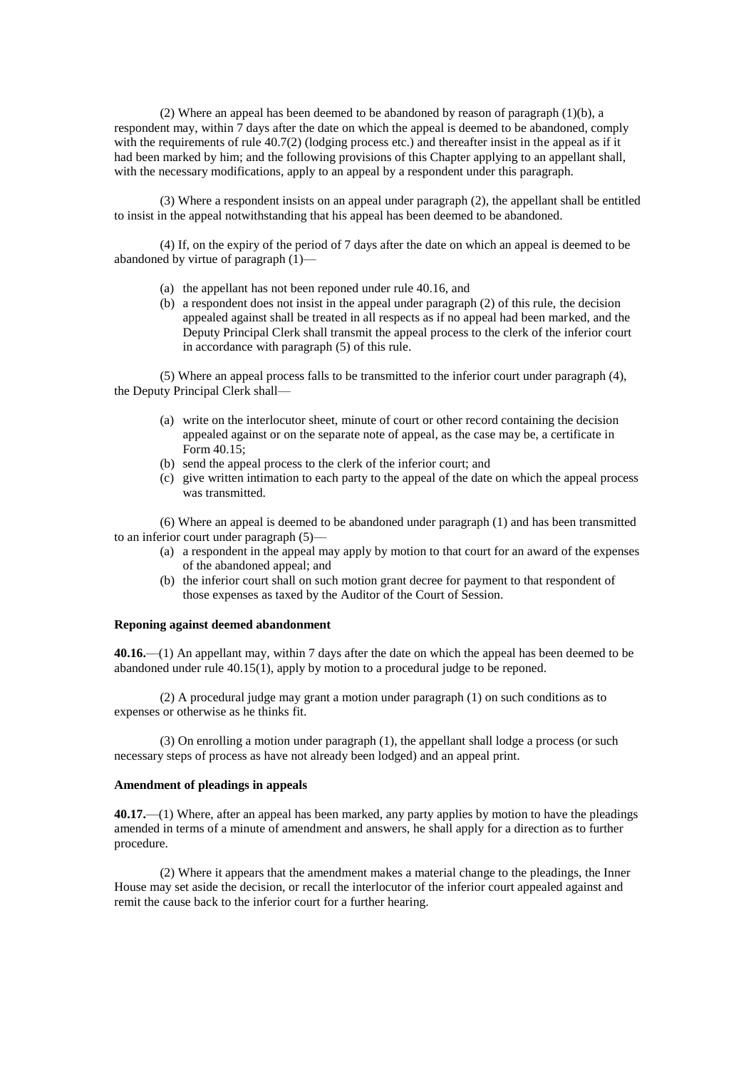(2) Where an appeal has been deemed to be abandoned by reason of paragraph (1)(b), a respondent may, within 7 days after the date on which the appeal is deemed to be abandoned, comply with the requirements of rule 40.7(2) (lodging process etc.) and thereafter insist in the appeal as if it had been marked by him; and the following provisions of this Chapter applying to an appellant shall, with the necessary modifications, apply to an appeal by a respondent under this paragraph.

(3) Where a respondent insists on an appeal under paragraph (2), the appellant shall be entitled to insist in the appeal notwithstanding that his appeal has been deemed to be abandoned.

(4) If, on the expiry of the period of 7 days after the date on which an appeal is deemed to be abandoned by virtue of paragraph (1)—

- (a) the appellant has not been reponed under rule 40.16, and
- (b) a respondent does not insist in the appeal under paragraph (2) of this rule, the decision appealed against shall be treated in all respects as if no appeal had been marked, and the Deputy Principal Clerk shall transmit the appeal process to the clerk of the inferior court in accordance with paragraph (5) of this rule.

(5) Where an appeal process falls to be transmitted to the inferior court under paragraph (4), the Deputy Principal Clerk shall—

- (a) write on the interlocutor sheet, minute of court or other record containing the decision appealed against or on the separate note of appeal, as the case may be, a certificate in Form 40.15;
- (b) send the appeal process to the clerk of the inferior court; and
- (c) give written intimation to each party to the appeal of the date on which the appeal process was transmitted.

(6) Where an appeal is deemed to be abandoned under paragraph (1) and has been transmitted to an inferior court under paragraph (5)—

- (a) a respondent in the appeal may apply by motion to that court for an award of the expenses of the abandoned appeal; and
- (b) the inferior court shall on such motion grant decree for payment to that respondent of those expenses as taxed by the Auditor of the Court of Session.

**Reponing against deemed abandonment**

**40.16.**—(1) An appellant may, within 7 days after the date on which the appeal has been deemed to be abandoned under rule 40.15(1), apply by motion to a procedural judge to be reponed.

(2) A procedural judge may grant a motion under paragraph (1) on such conditions as to expenses or otherwise as he thinks fit.

(3) On enrolling a motion under paragraph (1), the appellant shall lodge a process (or such necessary steps of process as have not already been lodged) and an appeal print.

**Amendment of pleadings in appeals**

**40.17.**—(1) Where, after an appeal has been marked, any party applies by motion to have the pleadings amended in terms of a minute of amendment and answers, he shall apply for a direction as to further procedure.

(2) Where it appears that the amendment makes a material change to the pleadings, the Inner House may set aside the decision, or recall the interlocutor of the inferior court appealed against and remit the cause back to the inferior court for a further hearing.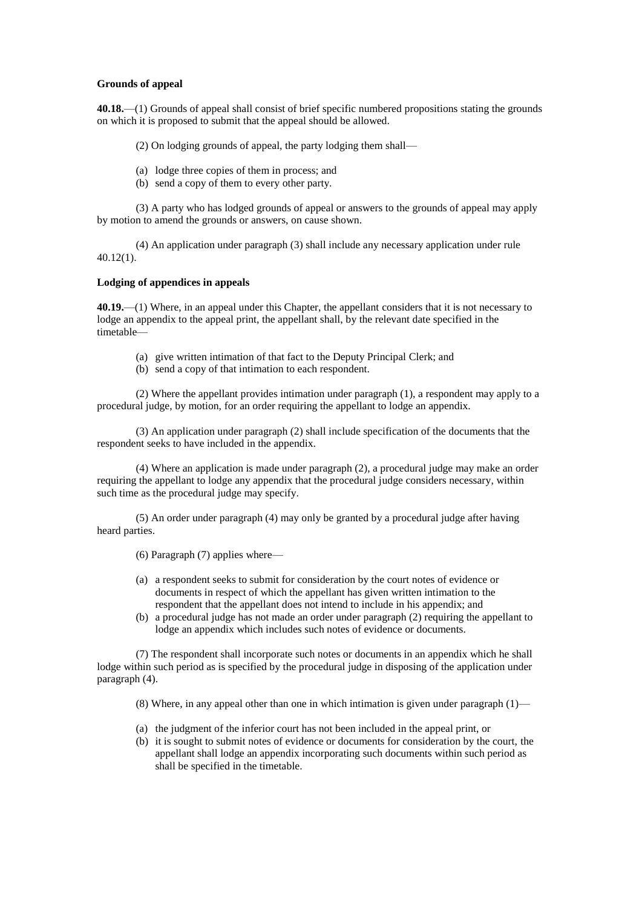**Grounds of appeal**

**40.18.**—(1) Grounds of appeal shall consist of brief specific numbered propositions stating the grounds on which it is proposed to submit that the appeal should be allowed.

(2) On lodging grounds of appeal, the party lodging them shall—

(a) lodge three copies of them in process; and
(b) send a copy of them to every other party.

(3) A party who has lodged grounds of appeal or answers to the grounds of appeal may apply by motion to amend the grounds or answers, on cause shown.

(4) An application under paragraph (3) shall include any necessary application under rule 40.12(1).

**Lodging of appendices in appeals**

**40.19.**—(1) Where, in an appeal under this Chapter, the appellant considers that it is not necessary to lodge an appendix to the appeal print, the appellant shall, by the relevant date specified in the timetable—

(a) give written intimation of that fact to the Deputy Principal Clerk; and
(b) send a copy of that intimation to each respondent.

(2) Where the appellant provides intimation under paragraph (1), a respondent may apply to a procedural judge, by motion, for an order requiring the appellant to lodge an appendix.

(3) An application under paragraph (2) shall include specification of the documents that the respondent seeks to have included in the appendix.

(4) Where an application is made under paragraph (2), a procedural judge may make an order requiring the appellant to lodge any appendix that the procedural judge considers necessary, within such time as the procedural judge may specify.

(5) An order under paragraph (4) may only be granted by a procedural judge after having heard parties.

(6) Paragraph (7) applies where—

(a) a respondent seeks to submit for consideration by the court notes of evidence or documents in respect of which the appellant has given written intimation to the respondent that the appellant does not intend to include in his appendix; and
(b) a procedural judge has not made an order under paragraph (2) requiring the appellant to lodge an appendix which includes such notes of evidence or documents.

(7) The respondent shall incorporate such notes or documents in an appendix which he shall lodge within such period as is specified by the procedural judge in disposing of the application under paragraph (4).

(8) Where, in any appeal other than one in which intimation is given under paragraph (1)—

(a) the judgment of the inferior court has not been included in the appeal print, or
(b) it is sought to submit notes of evidence or documents for consideration by the court, the appellant shall lodge an appendix incorporating such documents within such period as shall be specified in the timetable.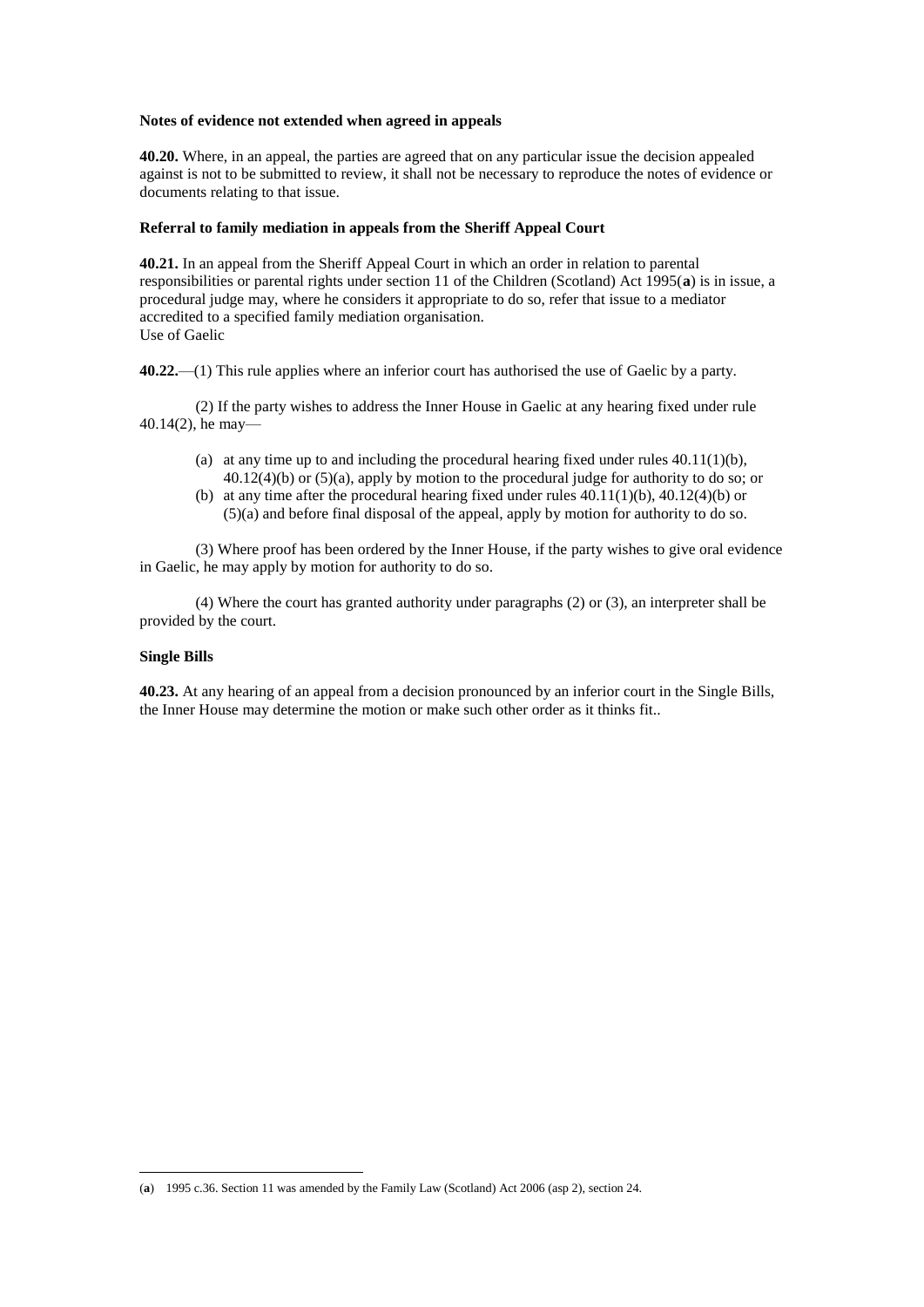**Notes of evidence not extended when agreed in appeals**

**40.20.** Where, in an appeal, the parties are agreed that on any particular issue the decision appealed against is not to be submitted to review, it shall not be necessary to reproduce the notes of evidence or documents relating to that issue.

**Referral to family mediation in appeals from the Sheriff Appeal Court**

**40.21.** In an appeal from the Sheriff Appeal Court in which an order in relation to parental responsibilities or parental rights under section 11 of the Children (Scotland) Act 1995([a]) is in issue, a procedural judge may, where he considers it appropriate to do so, refer that issue to a mediator accredited to a specified family mediation organisation.

Use of Gaelic

**40.22.**—(1) This rule applies where an inferior court has authorised the use of Gaelic by a party.

(2) If the party wishes to address the Inner House in Gaelic at any hearing fixed under rule 40.14(2), he may—

(a) at any time up to and including the procedural hearing fixed under rules 40.11(1)(b), 40.12(4)(b) or (5)(a), apply by motion to the procedural judge for authority to do so; or
(b) at any time after the procedural hearing fixed under rules 40.11(1)(b), 40.12(4)(b) or (5)(a) and before final disposal of the appeal, apply by motion for authority to do so.

(3) Where proof has been ordered by the Inner House, if the party wishes to give oral evidence in Gaelic, he may apply by motion for authority to do so.

(4) Where the court has granted authority under paragraphs (2) or (3), an interpreter shall be provided by the court.

**Single Bills**

**40.23.** At any hearing of an appeal from a decision pronounced by an inferior court in the Single Bills, the Inner House may determine the motion or make such other order as it thinks fit..

---

([a]) 1995 c.36. Section 11 was amended by the Family Law (Scotland) Act 2006 (asp 2), section 24.